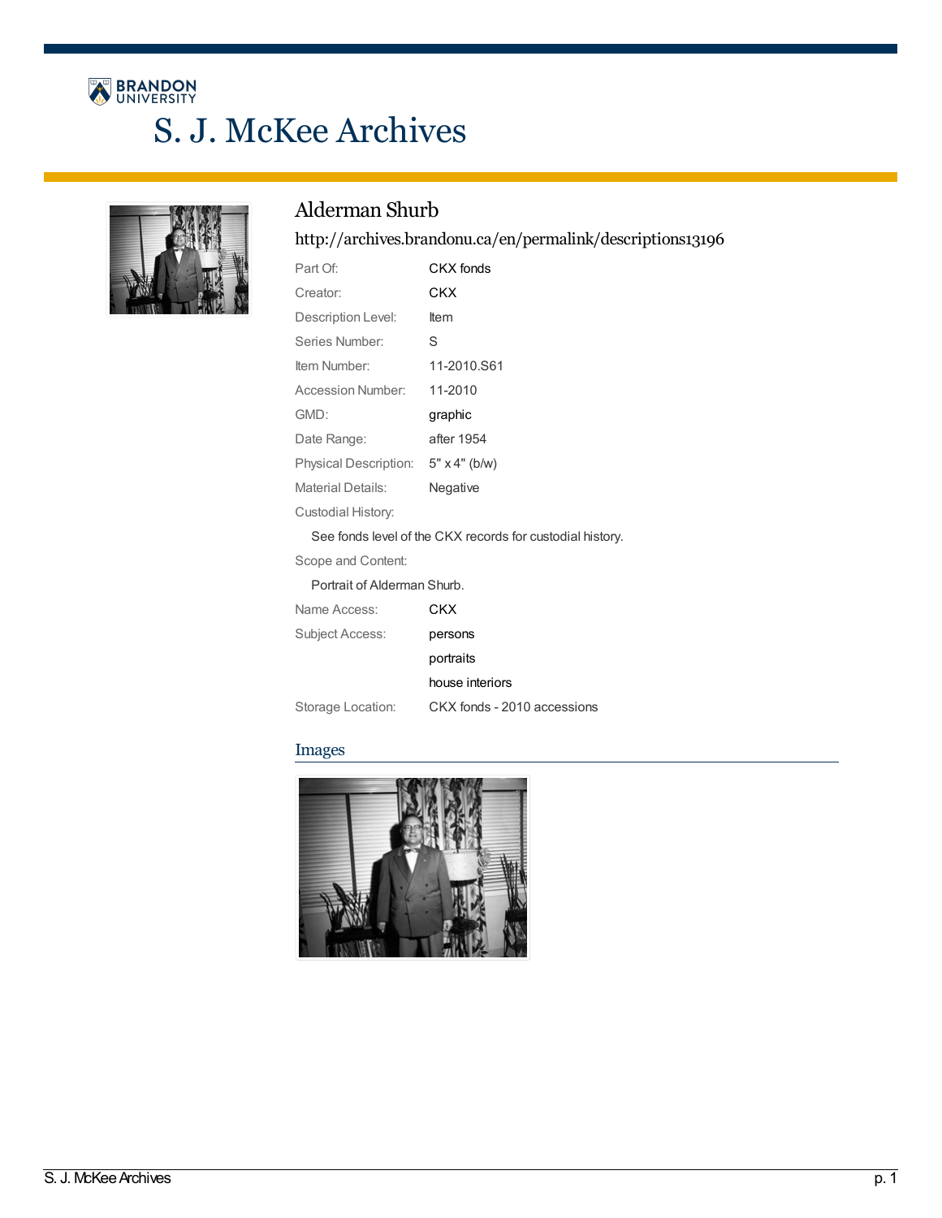# S. J. McKee Archives

## Alderman Shurb

http://archives.brandonu.ca/en/permalink/descriptions13196

| | |
|---|---|
| Part Of: | CKX fonds |
| Creator: | CKX |
| Description Level: | Item |
| Series Number: | S |
| Item Number: | 11-2010.S61 |
| Accession Number: | 11-2010 |
| GMD: | graphic |
| Date Range: | after 1954 |
| Physical Description: | 5" x 4" (b/w) |
| Material Details: | Negative |

Custodial History:

See fonds level of the CKX records for custodial history.

Scope and Content:

Portrait of Alderman Shurb.

| | |
|---|---|
| Name Access: | CKX |
| Subject Access: | persons |
| | portraits |
| | house interiors |
| Storage Location: | CKX fonds - 2010 accessions |

### Images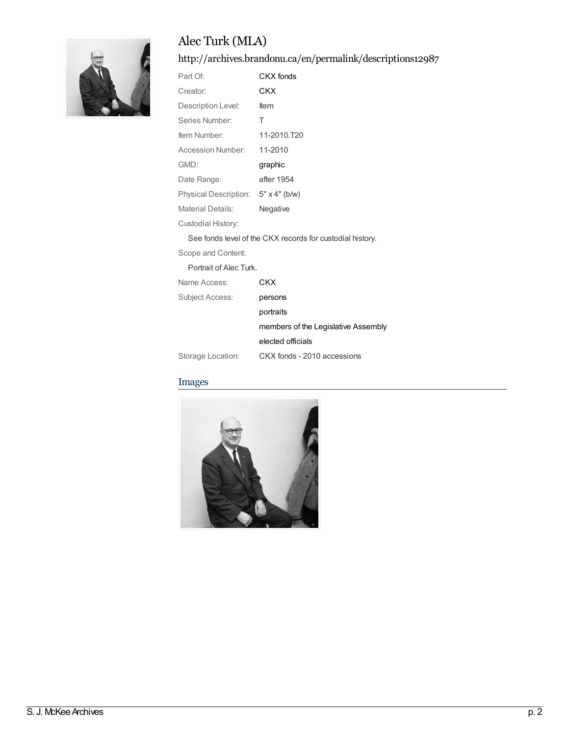# Alec Turk (MLA)

http://archives.brandonu.ca/en/permalink/descriptions12987

| | |
|---|---|
| Part Of: | CKX fonds |
| Creator: | CKX |
| Description Level: | Item |
| Series Number: | T |
| Item Number: | 11-2010.T20 |
| Accession Number: | 11-2010 |
| GMD: | graphic |
| Date Range: | after 1954 |
| Physical Description: | 5" x 4" (b/w) |
| Material Details: | Negative |

Custodial History:

See fonds level of the CKX records for custodial history.

Scope and Content:

Portrait of Alec Turk.

| | |
|---|---|
| Name Access: | CKX |
| Subject Access: | persons |
| | portraits |
| | members of the Legislative Assembly |
| | elected officials |
| Storage Location: | CKX fonds - 2010 accessions |

## Images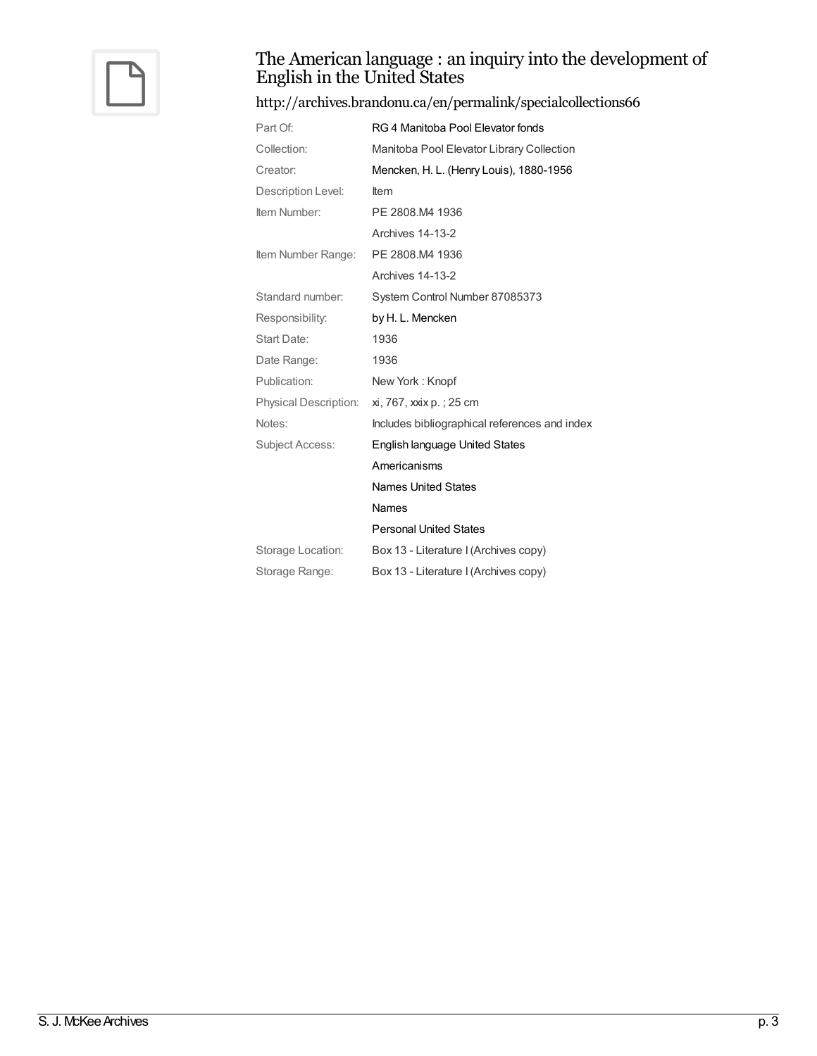# The American language : an inquiry into the development of English in the United States

http://archives.brandonu.ca/en/permalink/specialcollections66

| | |
|---|---|
| Part Of: | RG 4 Manitoba Pool Elevator fonds |
| Collection: | Manitoba Pool Elevator Library Collection |
| Creator: | Mencken, H. L. (Henry Louis), 1880-1956 |
| Description Level: | Item |
| Item Number: | PE 2808.M4 1936 |
| | Archives 14-13-2 |
| Item Number Range: | PE 2808.M4 1936 |
| | Archives 14-13-2 |
| Standard number: | System Control Number 87085373 |
| Responsibility: | by H. L. Mencken |
| Start Date: | 1936 |
| Date Range: | 1936 |
| Publication: | New York : Knopf |
| Physical Description: | xi, 767, xxix p. ; 25 cm |
| Notes: | Includes bibliographical references and index |
| Subject Access: | English language United States |
| | Americanisms |
| | Names United States |
| | Names |
| | Personal United States |
| Storage Location: | Box 13 - Literature I (Archives copy) |
| Storage Range: | Box 13 - Literature I (Archives copy) |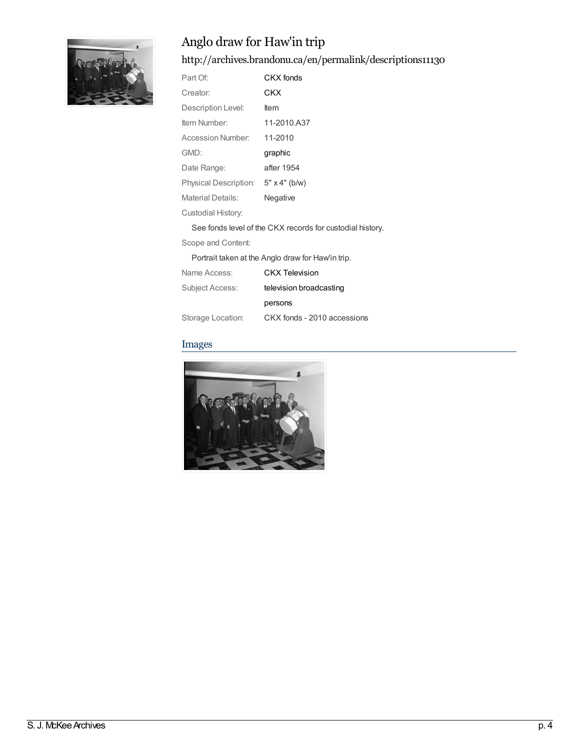# Anglo draw for Haw'in trip

http://archives.brandonu.ca/en/permalink/descriptions11130

| | |
|---|---|
| Part Of: | CKX fonds |
| Creator: | CKX |
| Description Level: | Item |
| Item Number: | 11-2010.A37 |
| Accession Number: | 11-2010 |
| GMD: | graphic |
| Date Range: | after 1954 |
| Physical Description: | 5" x 4" (b/w) |
| Material Details: | Negative |

Custodial History:

See fonds level of the CKX records for custodial history.

Scope and Content:

Portrait taken at the Anglo draw for Haw'in trip.

| | |
|---|---|
| Name Access: | CKX Television |
| Subject Access: | television broadcasting |
| | persons |
| Storage Location: | CKX fonds - 2010 accessions |

## Images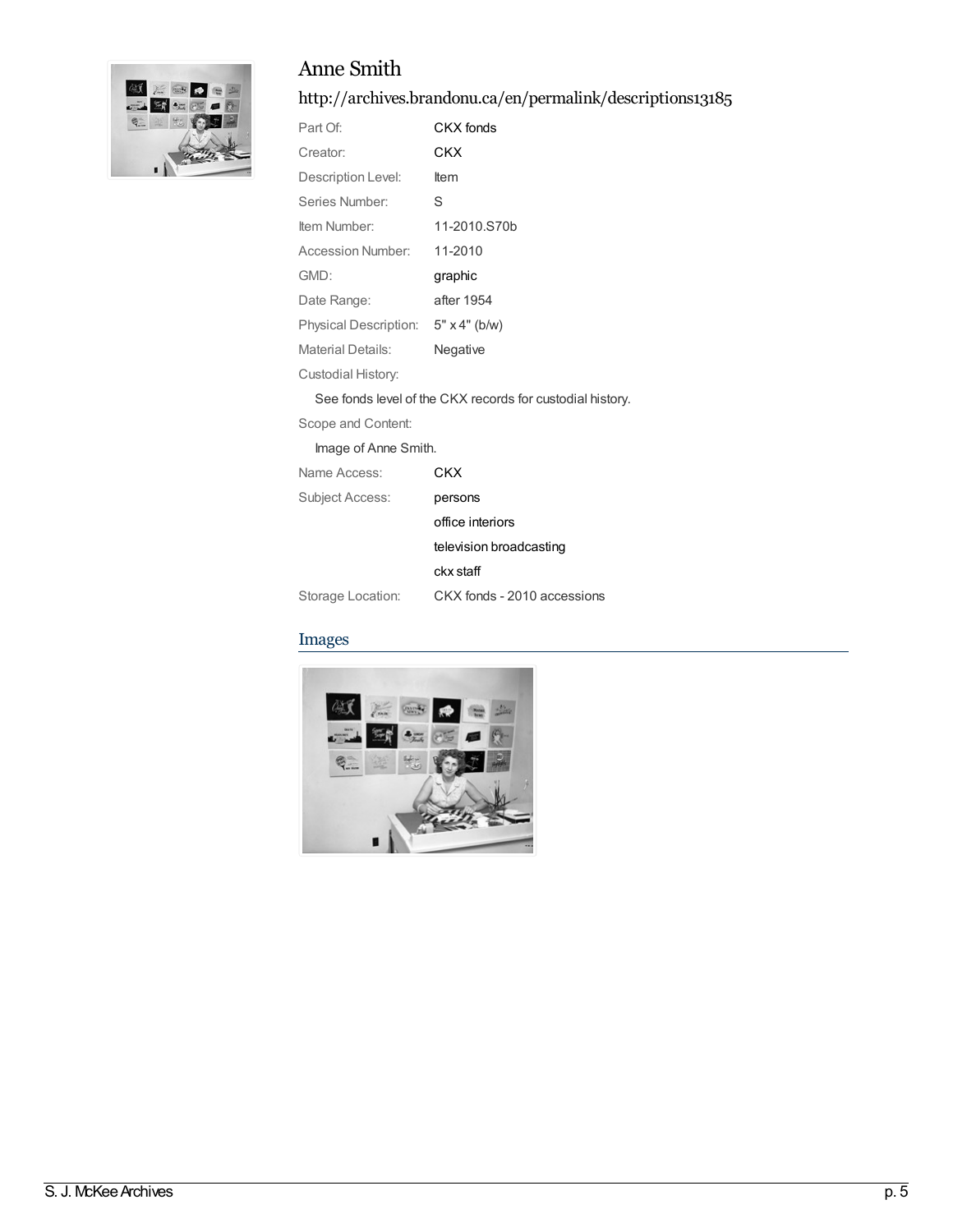# Anne Smith

## http://archives.brandonu.ca/en/permalink/descriptions13185

| | |
|---|---|
| Part Of: | CKX fonds |
| Creator: | CKX |
| Description Level: | Item |
| Series Number: | S |
| Item Number: | 11-2010.S70b |
| Accession Number: | 11-2010 |
| GMD: | graphic |
| Date Range: | after 1954 |
| Physical Description: | 5" x 4" (b/w) |
| Material Details: | Negative |

Custodial History:

See fonds level of the CKX records for custodial history.

Scope and Content:

Image of Anne Smith.

| | |
|---|---|
| Name Access: | CKX |
| Subject Access: | persons |
| | office interiors |
| | television broadcasting |
| | ckx staff |
| Storage Location: | CKX fonds - 2010 accessions |

## Images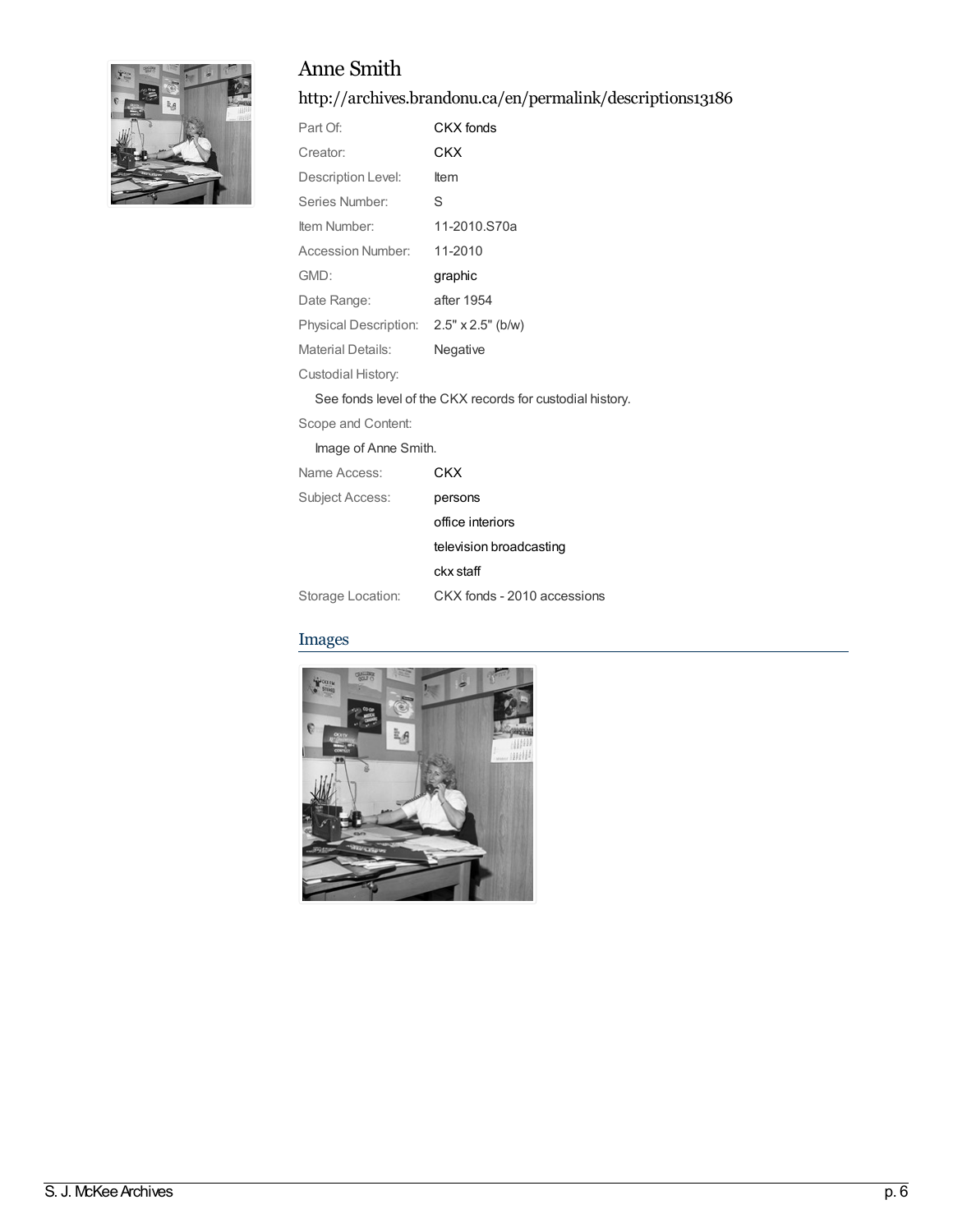# Anne Smith

## http://archives.brandonu.ca/en/permalink/descriptions13186

| | |
|---|---|
| Part Of: | CKX fonds |
| Creator: | CKX |
| Description Level: | Item |
| Series Number: | S |
| Item Number: | 11-2010.S70a |
| Accession Number: | 11-2010 |
| GMD: | graphic |
| Date Range: | after 1954 |
| Physical Description: | 2.5" x 2.5" (b/w) |
| Material Details: | Negative |

Custodial History:

See fonds level of the CKX records for custodial history.

Scope and Content:

Image of Anne Smith.

| | |
|---|---|
| Name Access: | CKX |
| Subject Access: | persons |
| | office interiors |
| | television broadcasting |
| | ckx staff |
| Storage Location: | CKX fonds - 2010 accessions |

## Images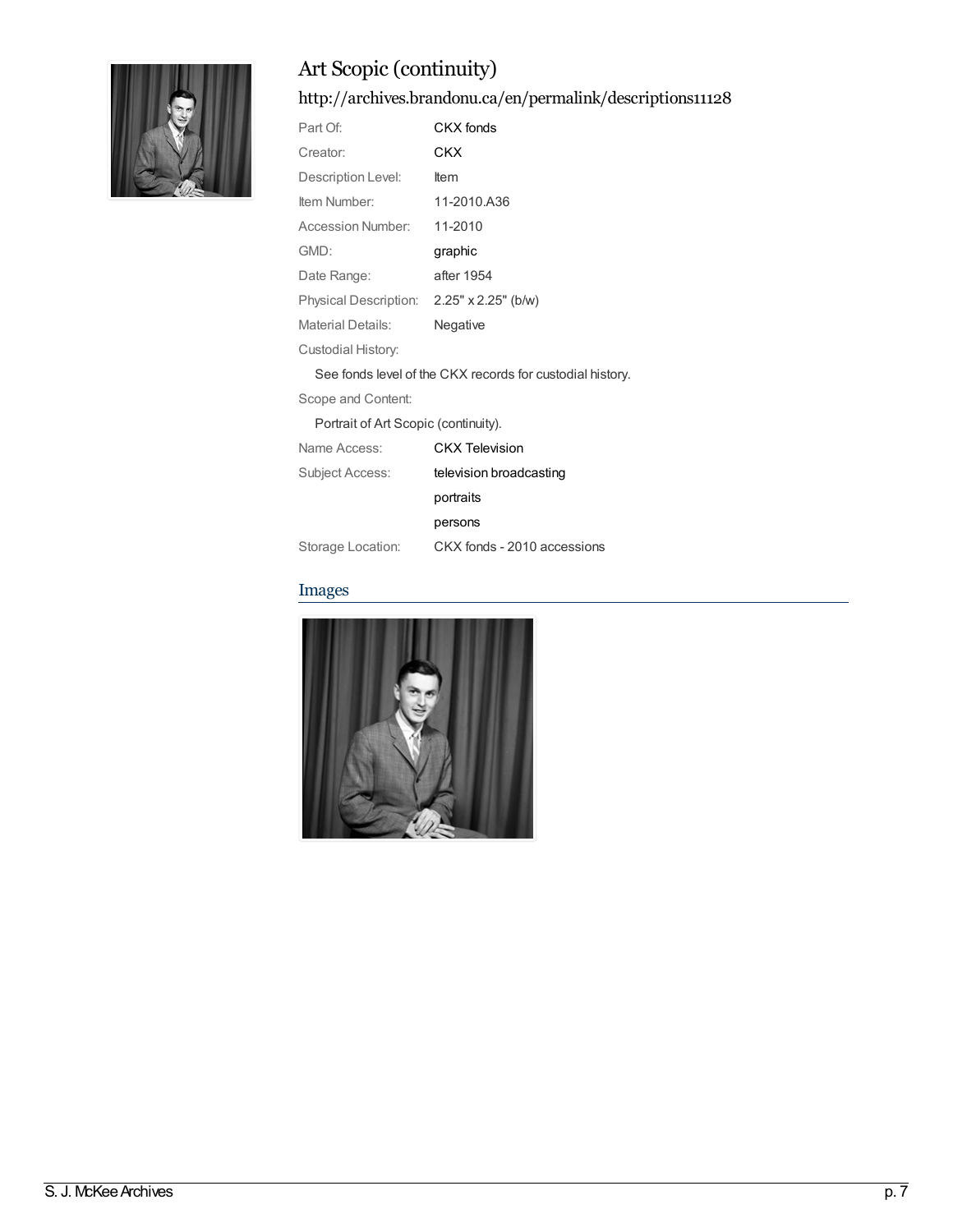# Art Scopic (continuity)

## http://archives.brandonu.ca/en/permalink/descriptions11128

| | |
|---|---|
| Part Of: | CKX fonds |
| Creator: | CKX |
| Description Level: | Item |
| Item Number: | 11-2010.A36 |
| Accession Number: | 11-2010 |
| GMD: | graphic |
| Date Range: | after 1954 |
| Physical Description: | 2.25" x 2.25" (b/w) |
| Material Details: | Negative |

Custodial History:

See fonds level of the CKX records for custodial history.

Scope and Content:

Portrait of Art Scopic (continuity).

| | |
|---|---|
| Name Access: | CKX Television |
| Subject Access: | television broadcasting |
| | portraits |
| | persons |
| Storage Location: | CKX fonds - 2010 accessions |

## Images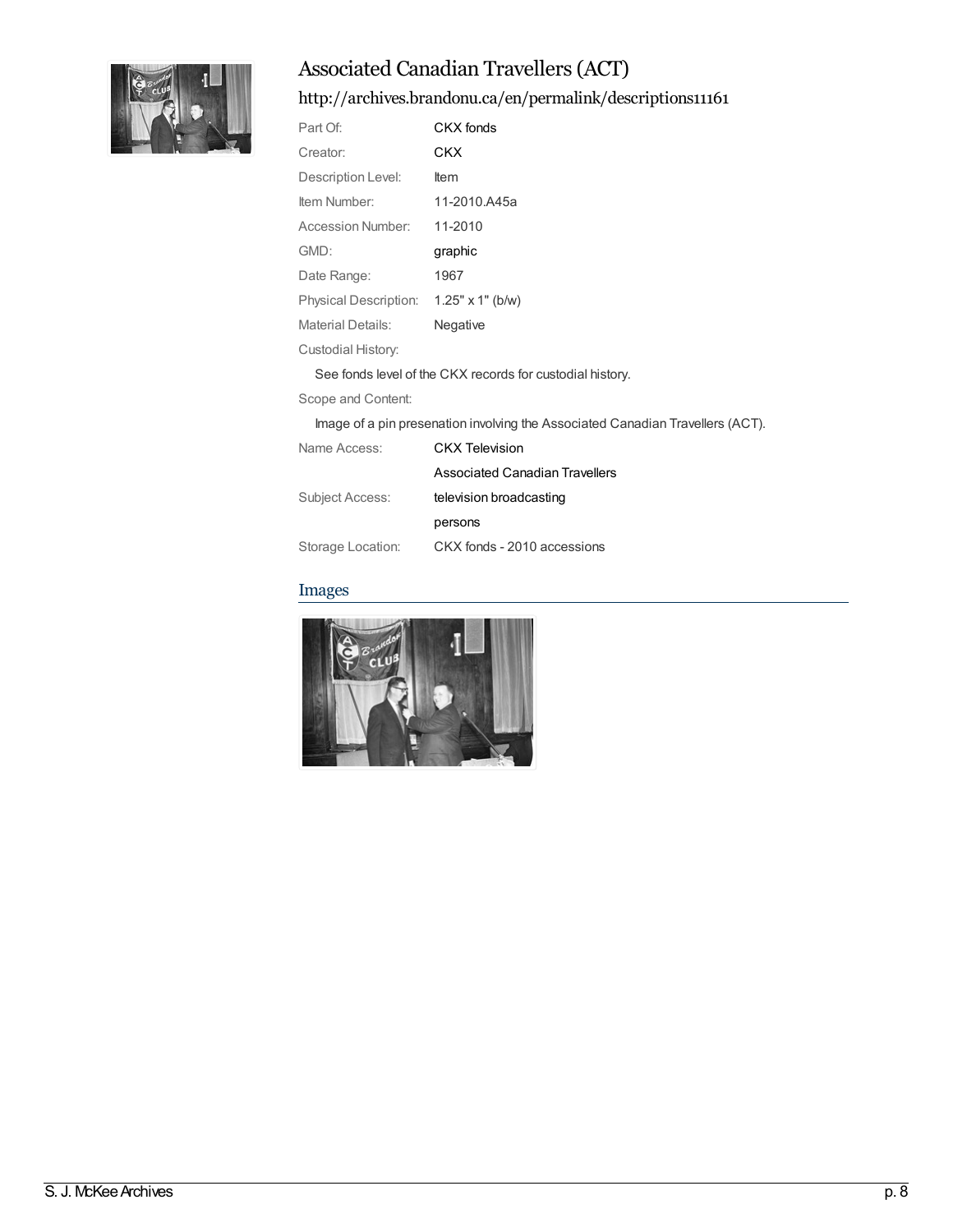# Associated Canadian Travellers (ACT)

http://archives.brandonu.ca/en/permalink/descriptions11161

| | |
|---|---|
| Part Of: | CKX fonds |
| Creator: | CKX |
| Description Level: | Item |
| Item Number: | 11-2010.A45a |
| Accession Number: | 11-2010 |
| GMD: | graphic |
| Date Range: | 1967 |
| Physical Description: | 1.25" x 1" (b/w) |
| Material Details: | Negative |

Custodial History:

See fonds level of the CKX records for custodial history.

Scope and Content:

Image of a pin presenation involving the Associated Canadian Travellers (ACT).

| | |
|---|---|
| Name Access: | CKX Television |
| | Associated Canadian Travellers |
| Subject Access: | television broadcasting |
| | persons |
| Storage Location: | CKX fonds - 2010 accessions |

## Images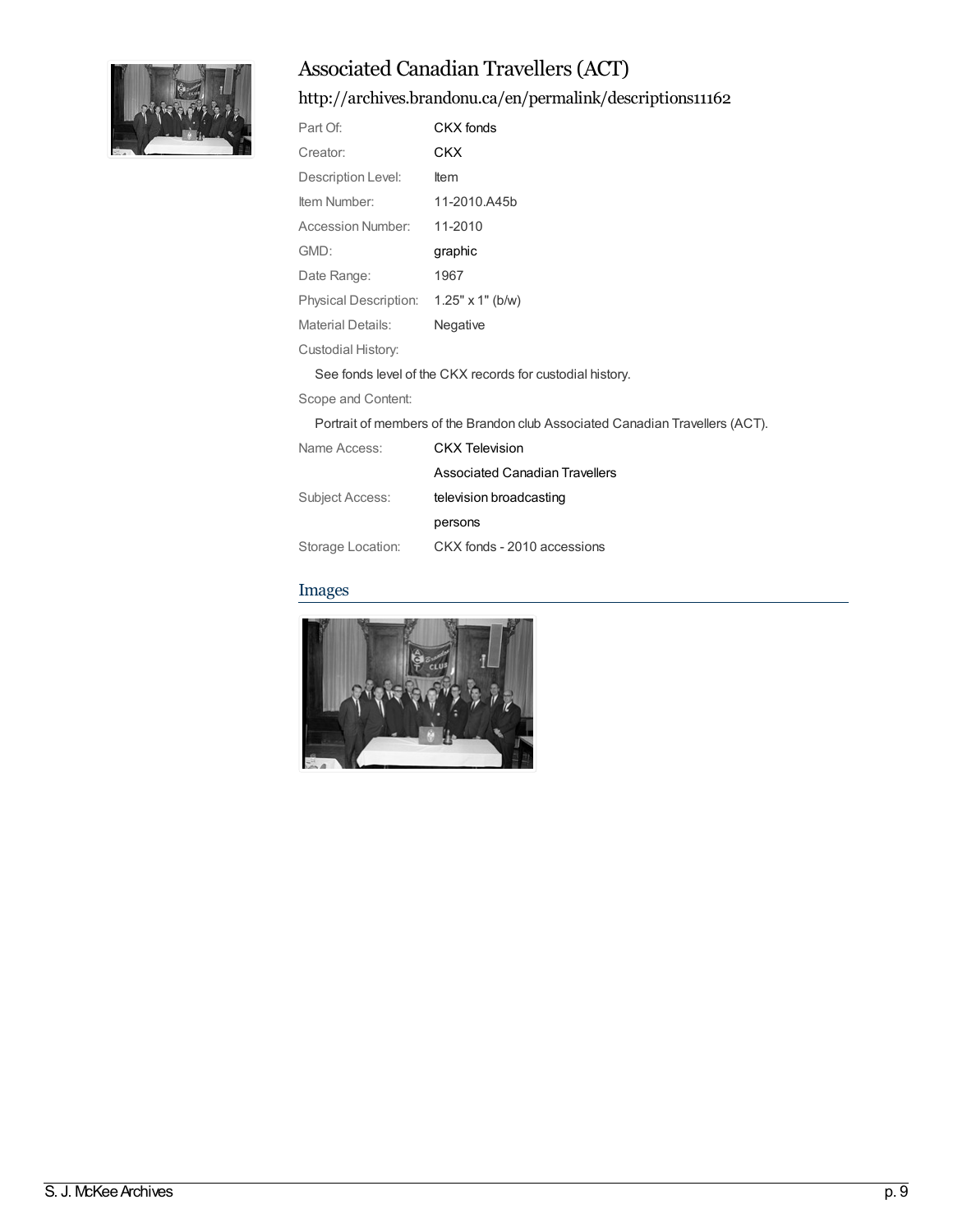# Associated Canadian Travellers (ACT)

## http://archives.brandonu.ca/en/permalink/descriptions11162

| | |
|---|---|
| Part Of: | CKX fonds |
| Creator: | CKX |
| Description Level: | Item |
| Item Number: | 11-2010.A45b |
| Accession Number: | 11-2010 |
| GMD: | graphic |
| Date Range: | 1967 |
| Physical Description: | 1.25" x 1" (b/w) |
| Material Details: | Negative |

Custodial History:

See fonds level of the CKX records for custodial history.

Scope and Content:

Portrait of members of the Brandon club Associated Canadian Travellers (ACT).

| | |
|---|---|
| Name Access: | CKX Television |
| | Associated Canadian Travellers |
| Subject Access: | television broadcasting |
| | persons |
| Storage Location: | CKX fonds - 2010 accessions |

## Images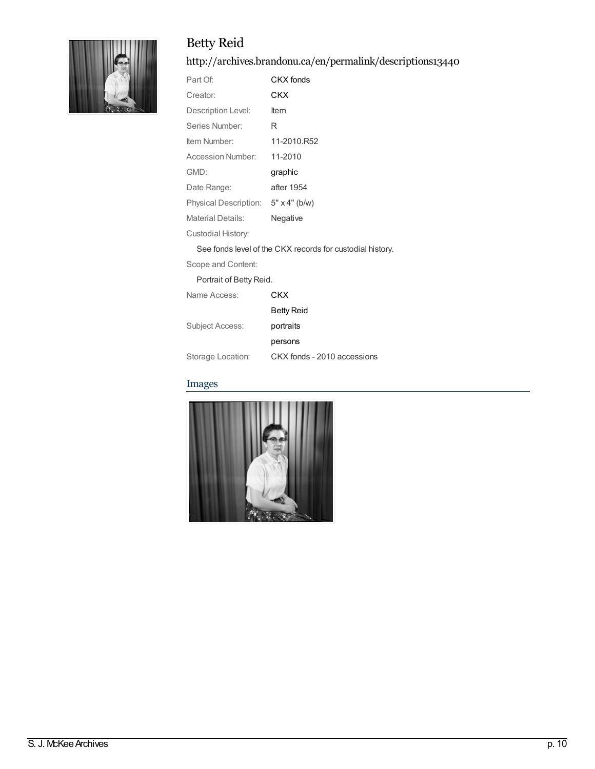# Betty Reid

http://archives.brandonu.ca/en/permalink/descriptions13440

| | |
|---|---|
| Part Of: | CKX fonds |
| Creator: | CKX |
| Description Level: | Item |
| Series Number: | R |
| Item Number: | 11-2010.R52 |
| Accession Number: | 11-2010 |
| GMD: | graphic |
| Date Range: | after 1954 |
| Physical Description: | 5" x 4" (b/w) |
| Material Details: | Negative |

Custodial History:

See fonds level of the CKX records for custodial history.

Scope and Content:

Portrait of Betty Reid.

| | |
|---|---|
| Name Access: | CKX |
| | Betty Reid |
| Subject Access: | portraits |
| | persons |
| Storage Location: | CKX fonds - 2010 accessions |

## Images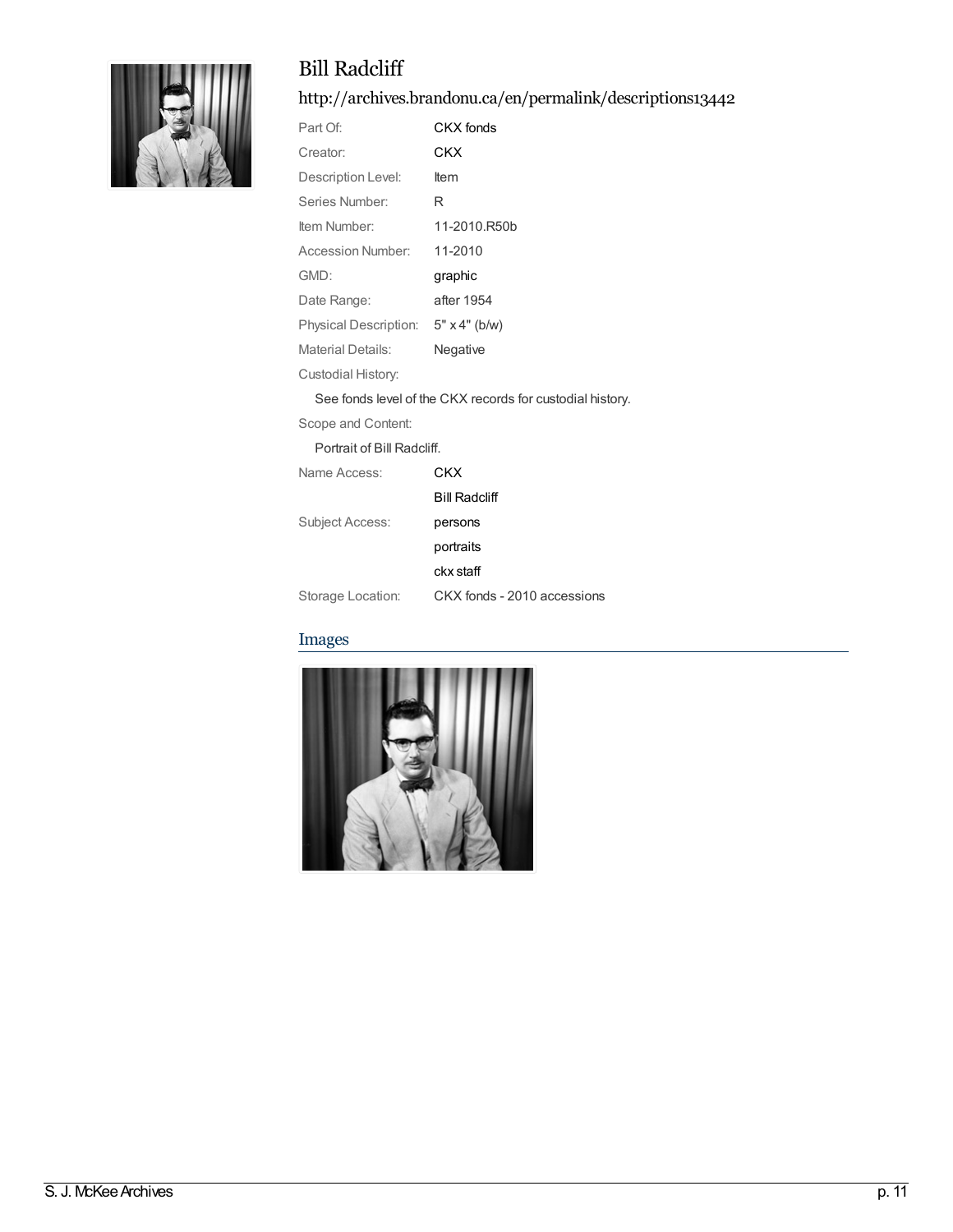# Bill Radcliff

## http://archives.brandonu.ca/en/permalink/descriptions13442

| | |
|---|---|
| Part Of: | CKX fonds |
| Creator: | CKX |
| Description Level: | Item |
| Series Number: | R |
| Item Number: | 11-2010.R50b |
| Accession Number: | 11-2010 |
| GMD: | graphic |
| Date Range: | after 1954 |
| Physical Description: | 5" x 4" (b/w) |
| Material Details: | Negative |

Custodial History:

See fonds level of the CKX records for custodial history.

Scope and Content:

Portrait of Bill Radcliff.

| | |
|---|---|
| Name Access: | CKX |
| | Bill Radcliff |
| Subject Access: | persons |
| | portraits |
| | ckx staff |
| Storage Location: | CKX fonds - 2010 accessions |

## Images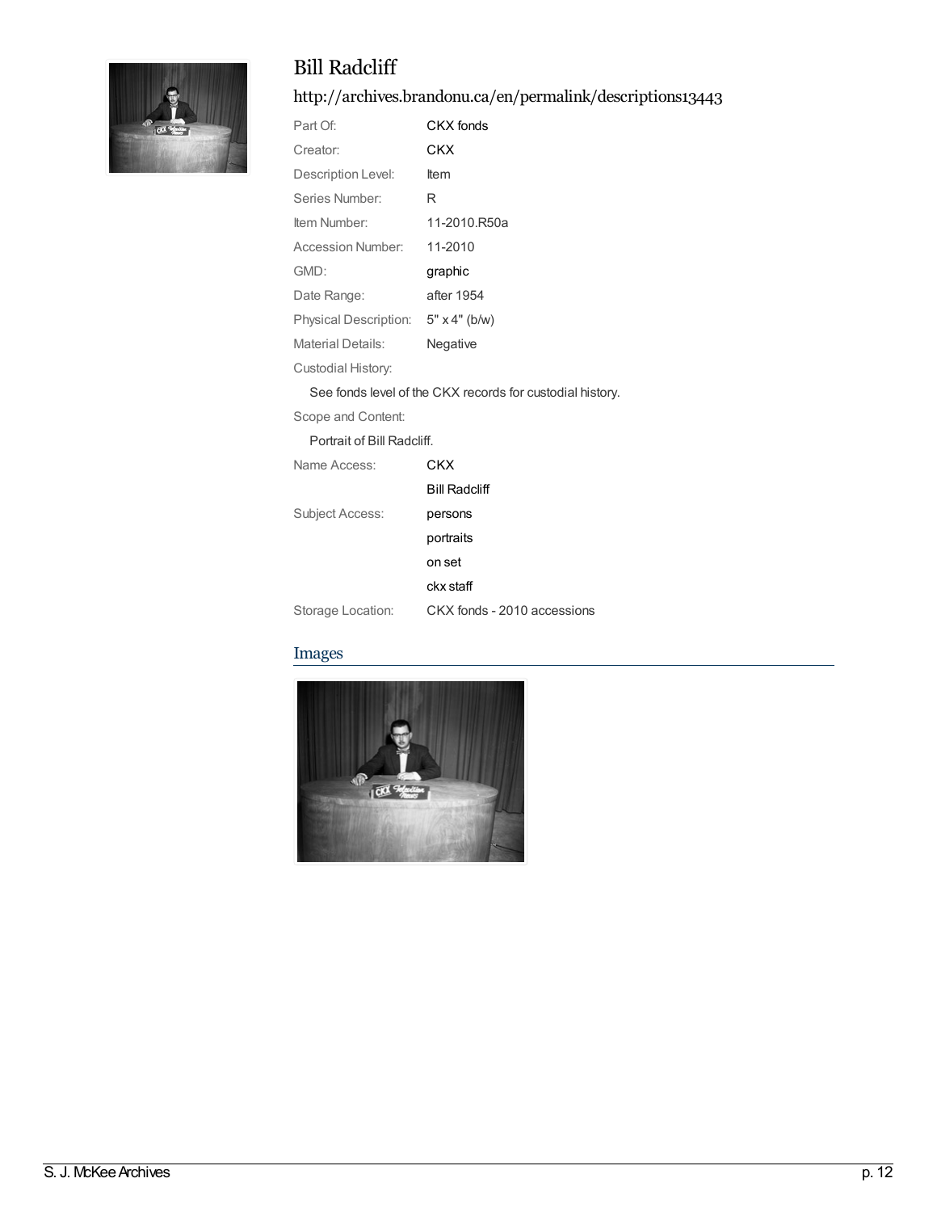# Bill Radcliff

## http://archives.brandonu.ca/en/permalink/descriptions13443

| | |
|---|---|
| Part Of: | CKX fonds |
| Creator: | CKX |
| Description Level: | Item |
| Series Number: | R |
| Item Number: | 11-2010.R50a |
| Accession Number: | 11-2010 |
| GMD: | graphic |
| Date Range: | after 1954 |
| Physical Description: | 5" x 4" (b/w) |
| Material Details: | Negative |

Custodial History:

See fonds level of the CKX records for custodial history.

Scope and Content:

Portrait of Bill Radcliff.

| | |
|---|---|
| Name Access: | CKX |
| | Bill Radcliff |
| Subject Access: | persons |
| | portraits |
| | on set |
| | ckx staff |
| Storage Location: | CKX fonds - 2010 accessions |

## Images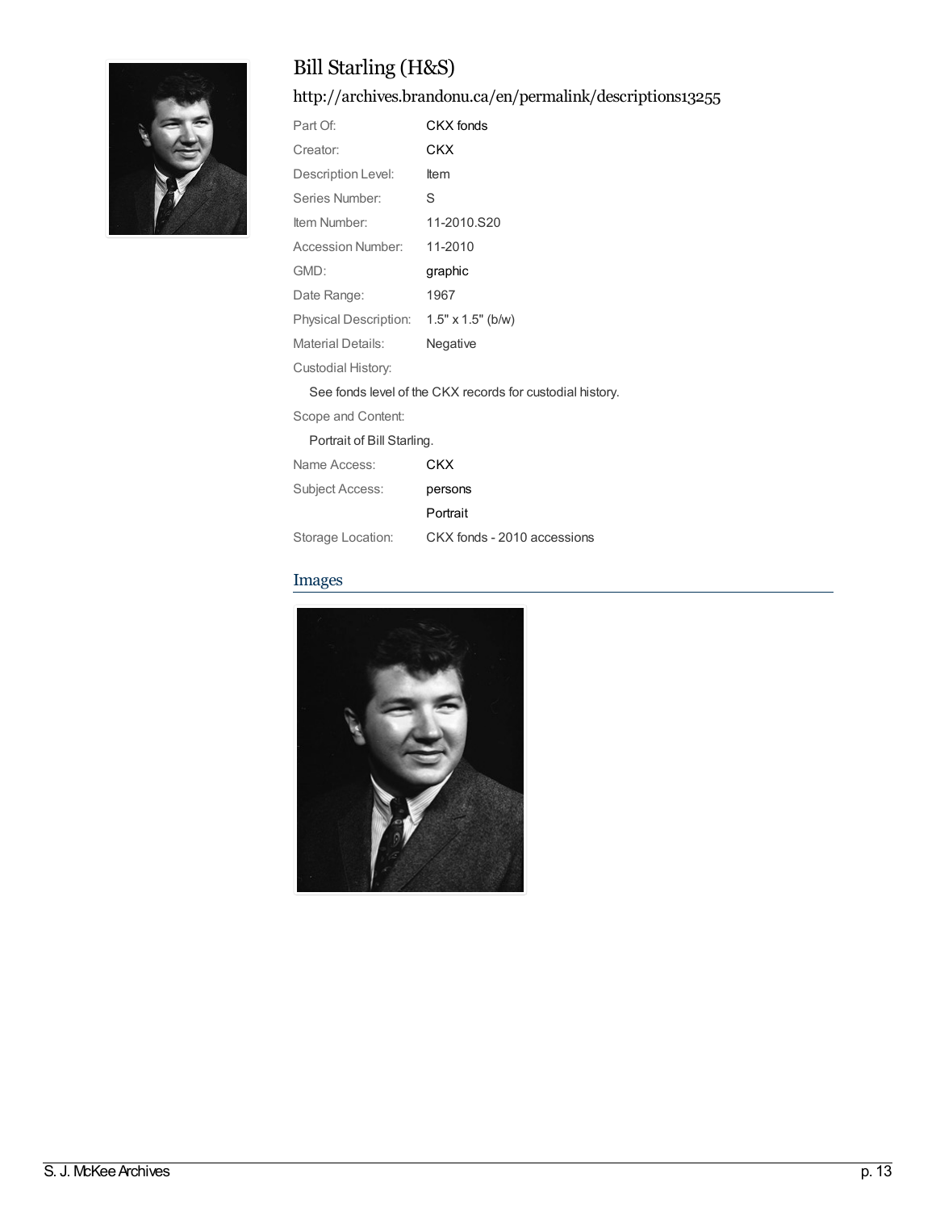# Bill Starling (H&S)

http://archives.brandonu.ca/en/permalink/descriptions13255

| | |
|---|---|
| Part Of: | CKX fonds |
| Creator: | CKX |
| Description Level: | Item |
| Series Number: | S |
| Item Number: | 11-2010.S20 |
| Accession Number: | 11-2010 |
| GMD: | graphic |
| Date Range: | 1967 |
| Physical Description: | 1.5" x 1.5" (b/w) |
| Material Details: | Negative |

Custodial History:

See fonds level of the CKX records for custodial history.

Scope and Content:

Portrait of Bill Starling.

| | |
|---|---|
| Name Access: | CKX |
| Subject Access: | persons |
| | Portrait |
| Storage Location: | CKX fonds - 2010 accessions |

## Images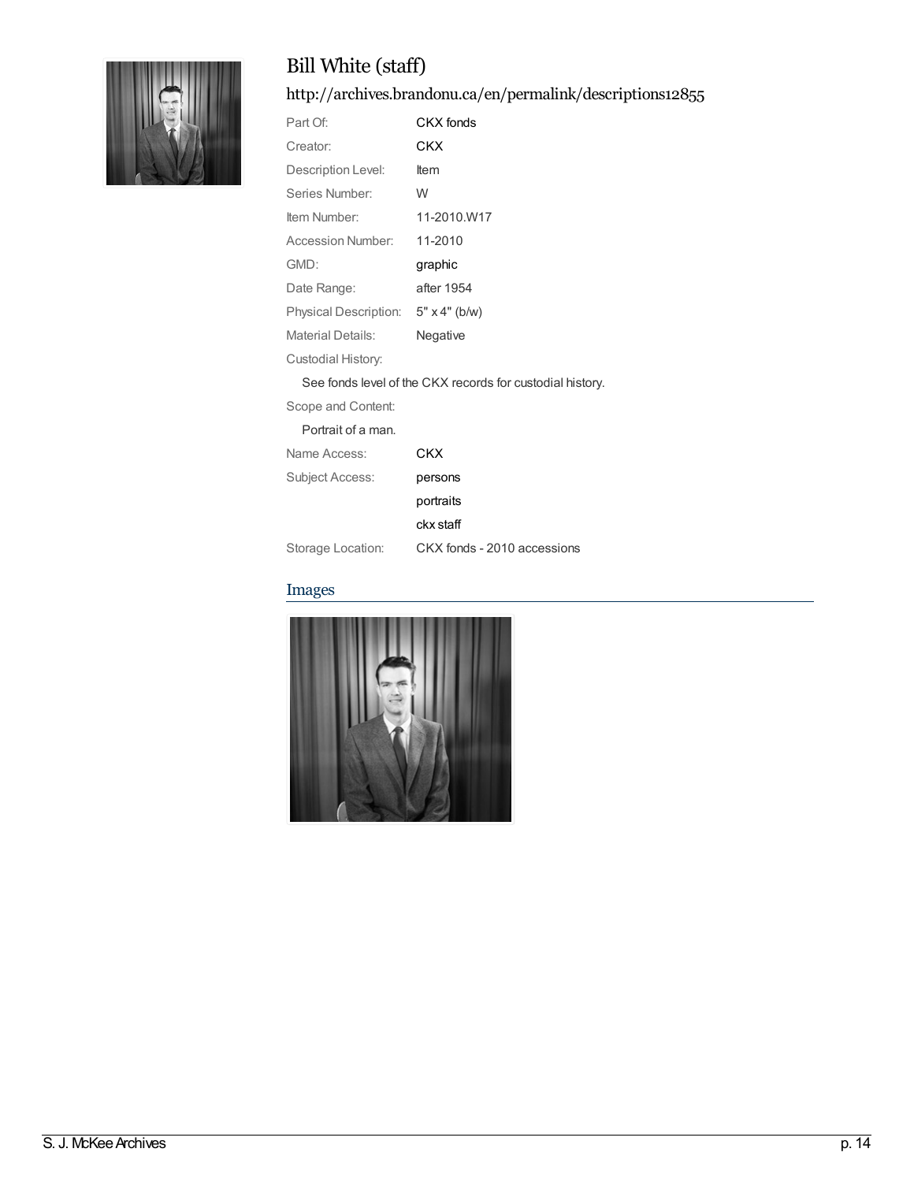# Bill White (staff)

http://archives.brandonu.ca/en/permalink/descriptions12855

| | |
|---|---|
| Part Of: | CKX fonds |
| Creator: | CKX |
| Description Level: | Item |
| Series Number: | W |
| Item Number: | 11-2010.W17 |
| Accession Number: | 11-2010 |
| GMD: | graphic |
| Date Range: | after 1954 |
| Physical Description: | 5" x 4" (b/w) |
| Material Details: | Negative |

Custodial History:

See fonds level of the CKX records for custodial history.

Scope and Content:

Portrait of a man.

| | |
|---|---|
| Name Access: | CKX |
| Subject Access: | persons |
| | portraits |
| | ckx staff |
| Storage Location: | CKX fonds - 2010 accessions |

## Images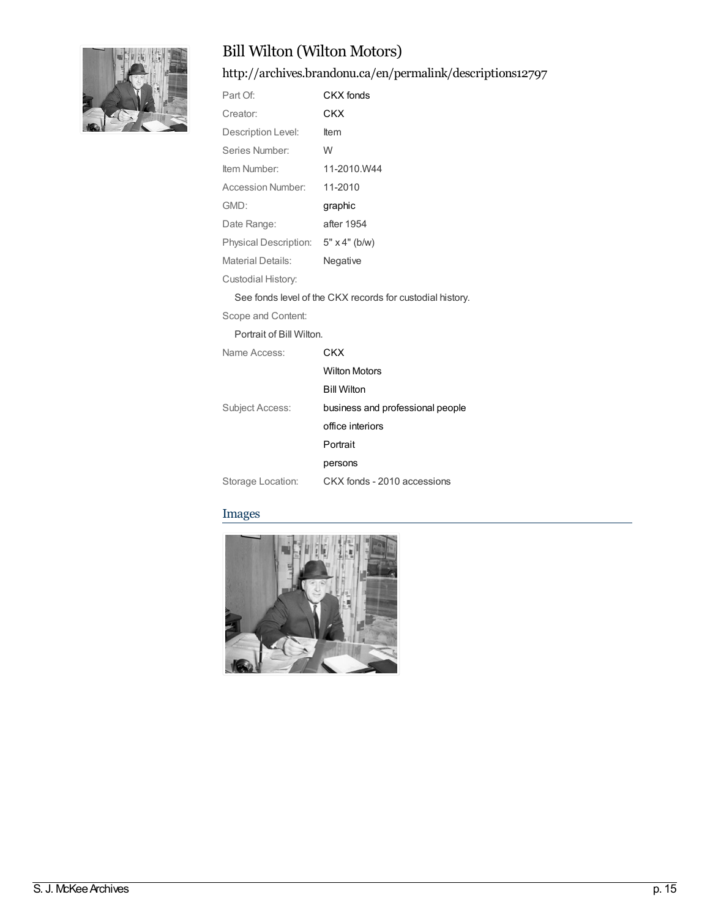# Bill Wilton (Wilton Motors)

## http://archives.brandonu.ca/en/permalink/descriptions12797

| | |
|---|---|
| Part Of: | CKX fonds |
| Creator: | CKX |
| Description Level: | Item |
| Series Number: | W |
| Item Number: | 11-2010.W44 |
| Accession Number: | 11-2010 |
| GMD: | graphic |
| Date Range: | after 1954 |
| Physical Description: | 5" x 4" (b/w) |
| Material Details: | Negative |

Custodial History:

See fonds level of the CKX records for custodial history.

Scope and Content:

Portrait of Bill Wilton.

| | |
|---|---|
| Name Access: | CKX |
| | Wilton Motors |
| | Bill Wilton |
| Subject Access: | business and professional people |
| | office interiors |
| | Portrait |
| | persons |
| Storage Location: | CKX fonds - 2010 accessions |

### Images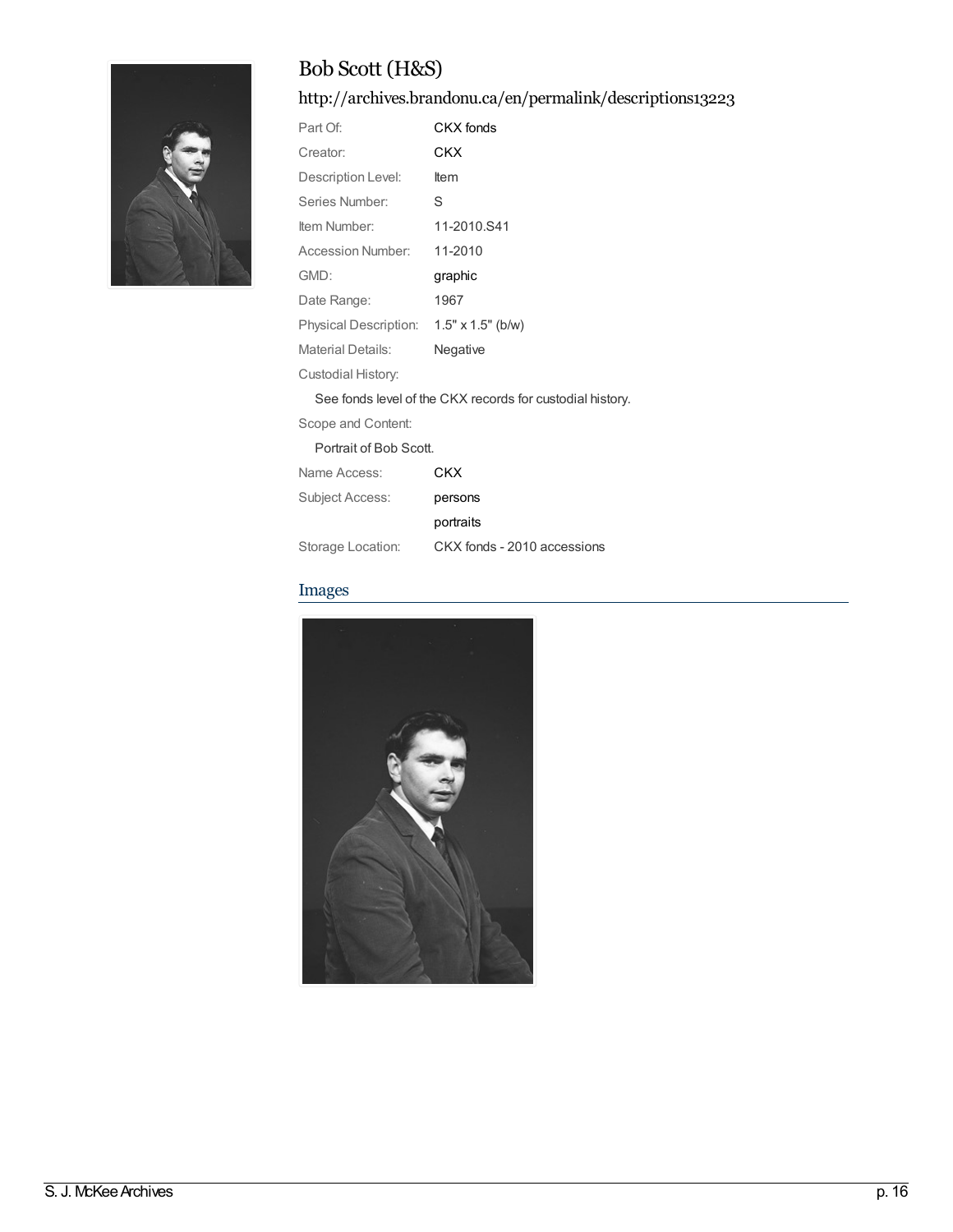# Bob Scott (H&S)

## http://archives.brandonu.ca/en/permalink/descriptions13223

| | |
|---|---|
| Part Of: | CKX fonds |
| Creator: | CKX |
| Description Level: | Item |
| Series Number: | S |
| Item Number: | 11-2010.S41 |
| Accession Number: | 11-2010 |
| GMD: | graphic |
| Date Range: | 1967 |
| Physical Description: | 1.5" x 1.5" (b/w) |
| Material Details: | Negative |

Custodial History:

See fonds level of the CKX records for custodial history.

Scope and Content:

Portrait of Bob Scott.

| | |
|---|---|
| Name Access: | CKX |
| Subject Access: | persons |
| | portraits |
| Storage Location: | CKX fonds - 2010 accessions |

### Images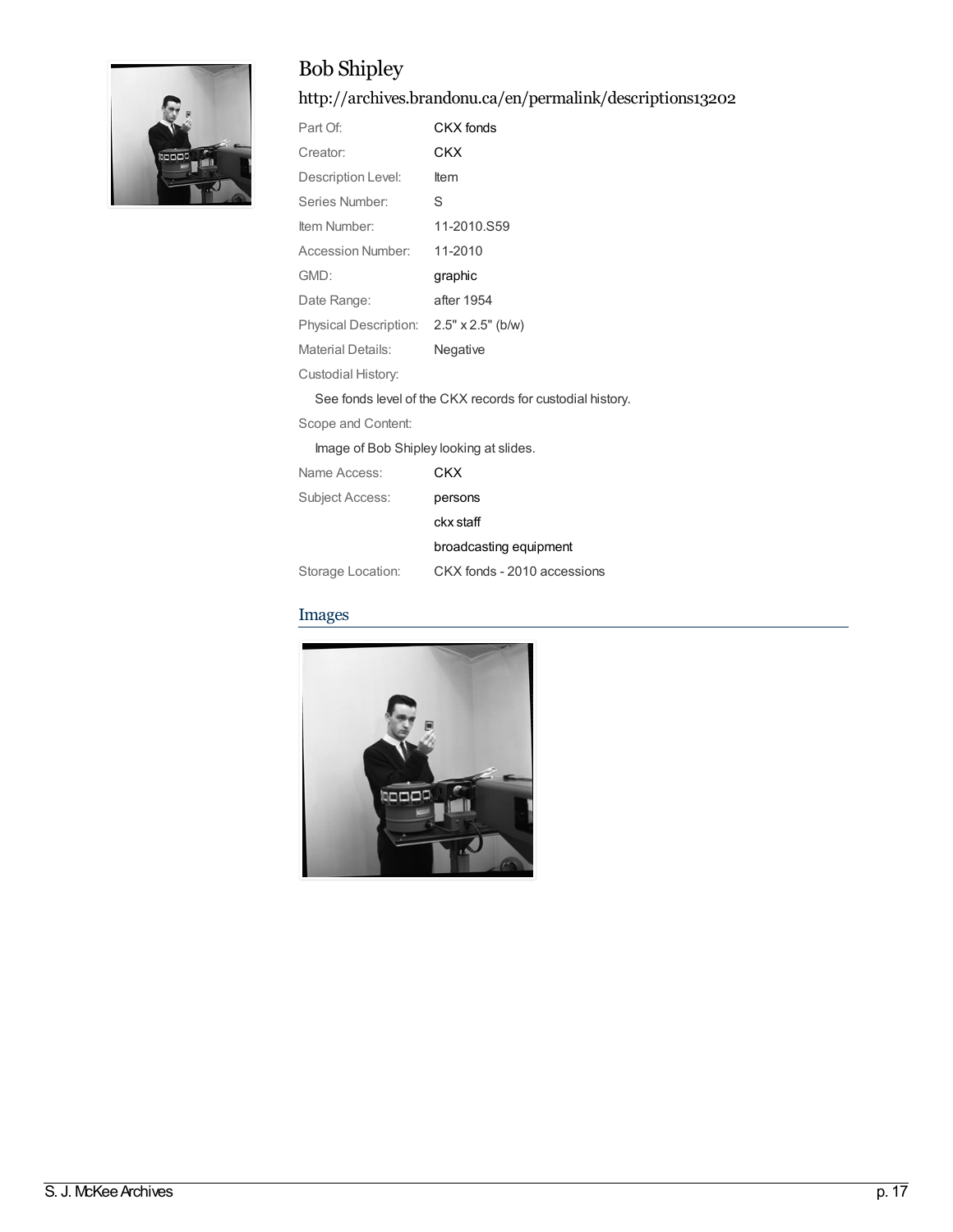# Bob Shipley

http://archives.brandonu.ca/en/permalink/descriptions13202

| | |
|---|---|
| Part Of: | CKX fonds |
| Creator: | CKX |
| Description Level: | Item |
| Series Number: | S |
| Item Number: | 11-2010.S59 |
| Accession Number: | 11-2010 |
| GMD: | graphic |
| Date Range: | after 1954 |
| Physical Description: | 2.5" x 2.5" (b/w) |
| Material Details: | Negative |

Custodial History:

See fonds level of the CKX records for custodial history.

Scope and Content:

Image of Bob Shipley looking at slides.

| | |
|---|---|
| Name Access: | CKX |
| Subject Access: | persons |
| | ckx staff |
| | broadcasting equipment |
| Storage Location: | CKX fonds - 2010 accessions |

## Images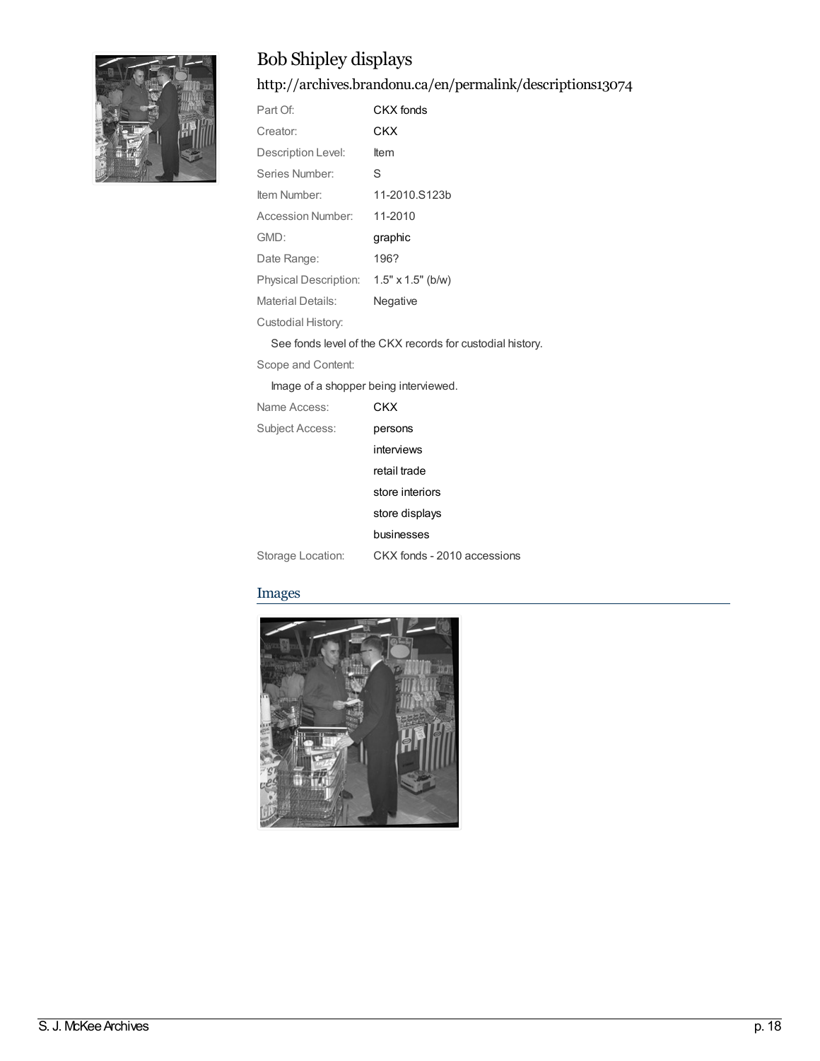# Bob Shipley displays

## http://archives.brandonu.ca/en/permalink/descriptions13074

| | |
|---|---|
| Part Of: | CKX fonds |
| Creator: | CKX |
| Description Level: | Item |
| Series Number: | S |
| Item Number: | 11-2010.S123b |
| Accession Number: | 11-2010 |
| GMD: | graphic |
| Date Range: | 196? |
| Physical Description: | 1.5" x 1.5" (b/w) |
| Material Details: | Negative |

Custodial History:

See fonds level of the CKX records for custodial history.

Scope and Content:

Image of a shopper being interviewed.

| | |
|---|---|
| Name Access: | CKX |
| Subject Access: | persons |
| | interviews |
| | retail trade |
| | store interiors |
| | store displays |
| | businesses |
| Storage Location: | CKX fonds - 2010 accessions |

## Images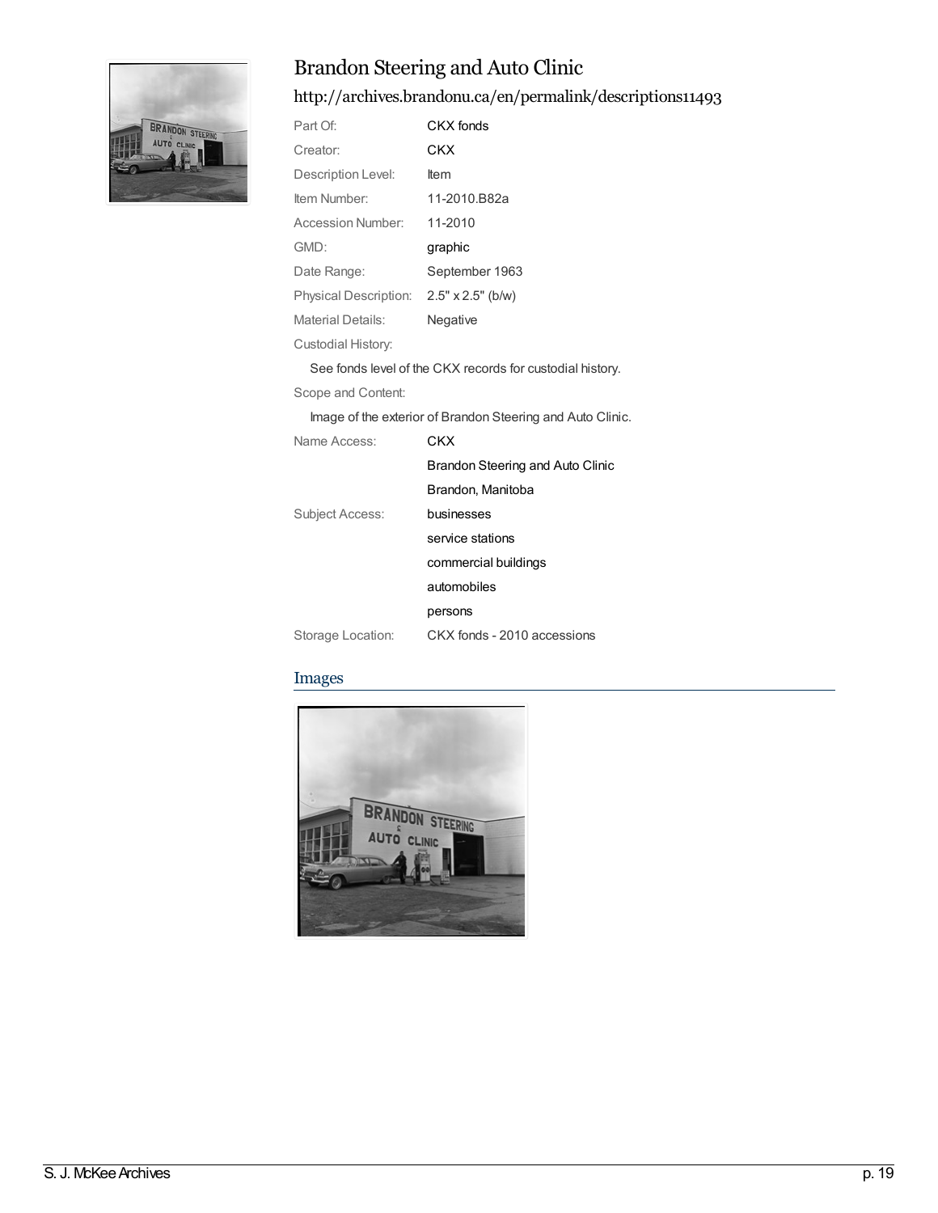# Brandon Steering and Auto Clinic

## http://archives.brandonu.ca/en/permalink/descriptions11493

| | |
|---|---|
| Part Of: | CKX fonds |
| Creator: | CKX |
| Description Level: | Item |
| Item Number: | 11-2010.B82a |
| Accession Number: | 11-2010 |
| GMD: | graphic |
| Date Range: | September 1963 |
| Physical Description: | 2.5" x 2.5" (b/w) |
| Material Details: | Negative |

Custodial History:

See fonds level of the CKX records for custodial history.

Scope and Content:

Image of the exterior of Brandon Steering and Auto Clinic.

| | |
|---|---|
| Name Access: | CKX |
| | Brandon Steering and Auto Clinic |
| | Brandon, Manitoba |
| Subject Access: | businesses |
| | service stations |
| | commercial buildings |
| | automobiles |
| | persons |
| Storage Location: | CKX fonds - 2010 accessions |

## Images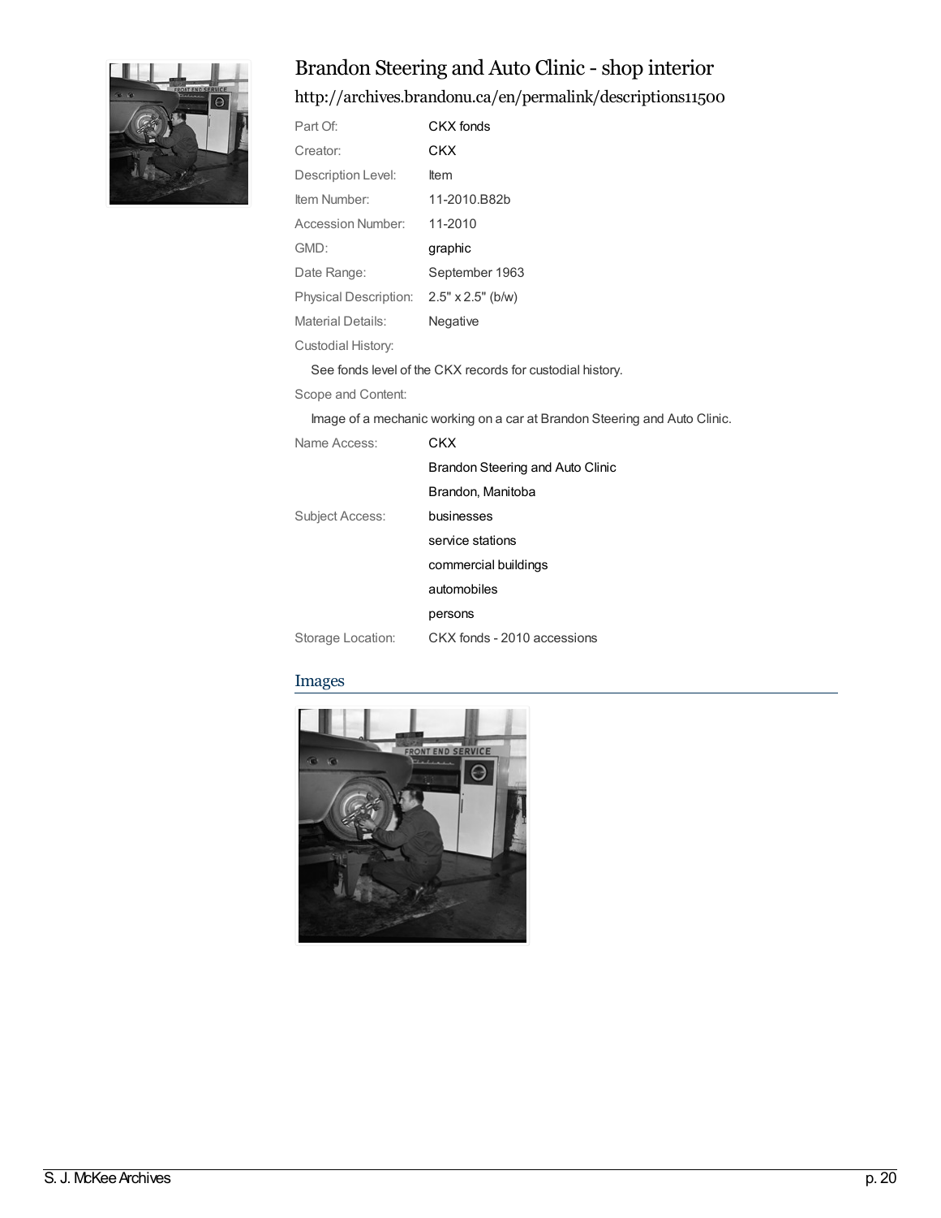# Brandon Steering and Auto Clinic - shop interior

http://archives.brandonu.ca/en/permalink/descriptions11500

| | |
|---|---|
| Part Of: | CKX fonds |
| Creator: | CKX |
| Description Level: | Item |
| Item Number: | 11-2010.B82b |
| Accession Number: | 11-2010 |
| GMD: | graphic |
| Date Range: | September 1963 |
| Physical Description: | 2.5" x 2.5" (b/w) |
| Material Details: | Negative |

Custodial History:

See fonds level of the CKX records for custodial history.

Scope and Content:

Image of a mechanic working on a car at Brandon Steering and Auto Clinic.

| | |
|---|---|
| Name Access: | CKX |
| | Brandon Steering and Auto Clinic |
| | Brandon, Manitoba |
| Subject Access: | businesses |
| | service stations |
| | commercial buildings |
| | automobiles |
| | persons |
| Storage Location: | CKX fonds - 2010 accessions |

## Images